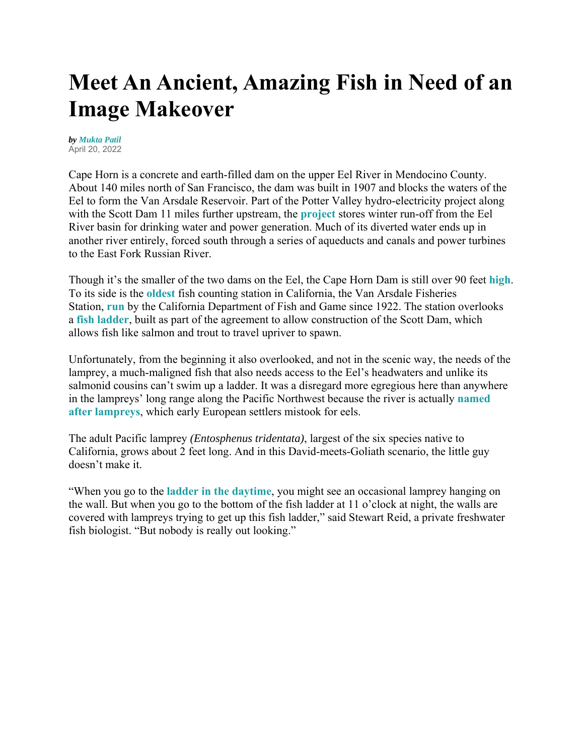# Meet An Ancient, Amazing Fish in Need of an Image Makeover

***by Mukta Patil***
April 20, 2022

Cape Horn is a concrete and earth-filled dam on the upper Eel River in Mendocino County. About 140 miles north of San Francisco, the dam was built in 1907 and blocks the waters of the Eel to form the Van Arsdale Reservoir. Part of the Potter Valley hydro-electricity project along with the Scott Dam 11 miles further upstream, the **project** stores winter run-off from the Eel River basin for drinking water and power generation. Much of its diverted water ends up in another river entirely, forced south through a series of aqueducts and canals and power turbines to the East Fork Russian River.

Though it's the smaller of the two dams on the Eel, the Cape Horn Dam is still over 90 feet **high**. To its side is the **oldest** fish counting station in California, the Van Arsdale Fisheries Station, **run** by the California Department of Fish and Game since 1922. The station overlooks a **fish ladder**, built as part of the agreement to allow construction of the Scott Dam, which allows fish like salmon and trout to travel upriver to spawn.

Unfortunately, from the beginning it also overlooked, and not in the scenic way, the needs of the lamprey, a much-maligned fish that also needs access to the Eel's headwaters and unlike its salmonid cousins can't swim up a ladder. It was a disregard more egregious here than anywhere in the lampreys' long range along the Pacific Northwest because the river is actually **named after lampreys**, which early European settlers mistook for eels.

The adult Pacific lamprey *(Entosphenus tridentata)*, largest of the six species native to California, grows about 2 feet long. And in this David-meets-Goliath scenario, the little guy doesn't make it.

"When you go to the **ladder in the daytime**, you might see an occasional lamprey hanging on the wall. But when you go to the bottom of the fish ladder at 11 o'clock at night, the walls are covered with lampreys trying to get up this fish ladder," said Stewart Reid, a private freshwater fish biologist. "But nobody is really out looking."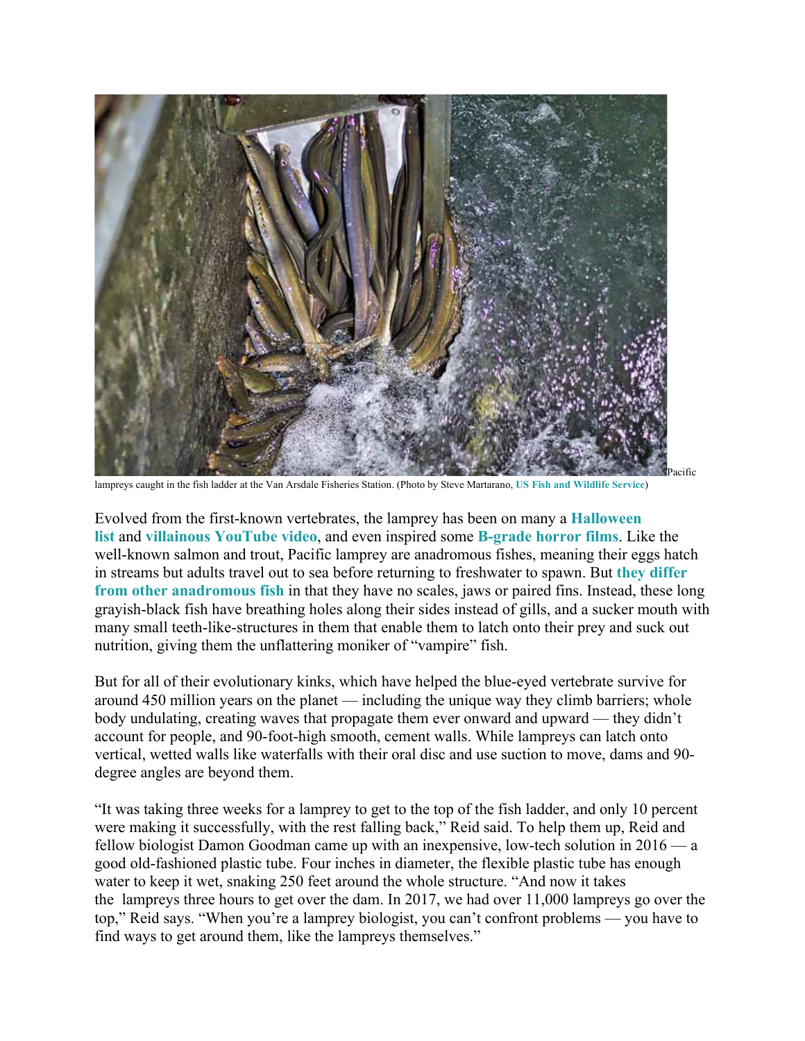Pacific lampreys caught in the fish ladder at the Van Arsdale Fisheries Station. (Photo by Steve Martarano, **US Fish and Wildlife Service**)

Evolved from the first-known vertebrates, the lamprey has been on many a **Halloween list** and **villainous YouTube video**, and even inspired some **B-grade horror films**. Like the well-known salmon and trout, Pacific lamprey are anadromous fishes, meaning their eggs hatch in streams but adults travel out to sea before returning to freshwater to spawn. But **they differ from other anadromous fish** in that they have no scales, jaws or paired fins. Instead, these long grayish-black fish have breathing holes along their sides instead of gills, and a sucker mouth with many small teeth-like-structures in them that enable them to latch onto their prey and suck out nutrition, giving them the unflattering moniker of "vampire" fish.

But for all of their evolutionary kinks, which have helped the blue-eyed vertebrate survive for around 450 million years on the planet — including the unique way they climb barriers; whole body undulating, creating waves that propagate them ever onward and upward — they didn't account for people, and 90-foot-high smooth, cement walls. While lampreys can latch onto vertical, wetted walls like waterfalls with their oral disc and use suction to move, dams and 90-degree angles are beyond them.

"It was taking three weeks for a lamprey to get to the top of the fish ladder, and only 10 percent were making it successfully, with the rest falling back," Reid said. To help them up, Reid and fellow biologist Damon Goodman came up with an inexpensive, low-tech solution in 2016 — a good old-fashioned plastic tube. Four inches in diameter, the flexible plastic tube has enough water to keep it wet, snaking 250 feet around the whole structure. "And now it takes the lampreys three hours to get over the dam. In 2017, we had over 11,000 lampreys go over the top," Reid says. "When you're a lamprey biologist, you can't confront problems — you have to find ways to get around them, like the lampreys themselves."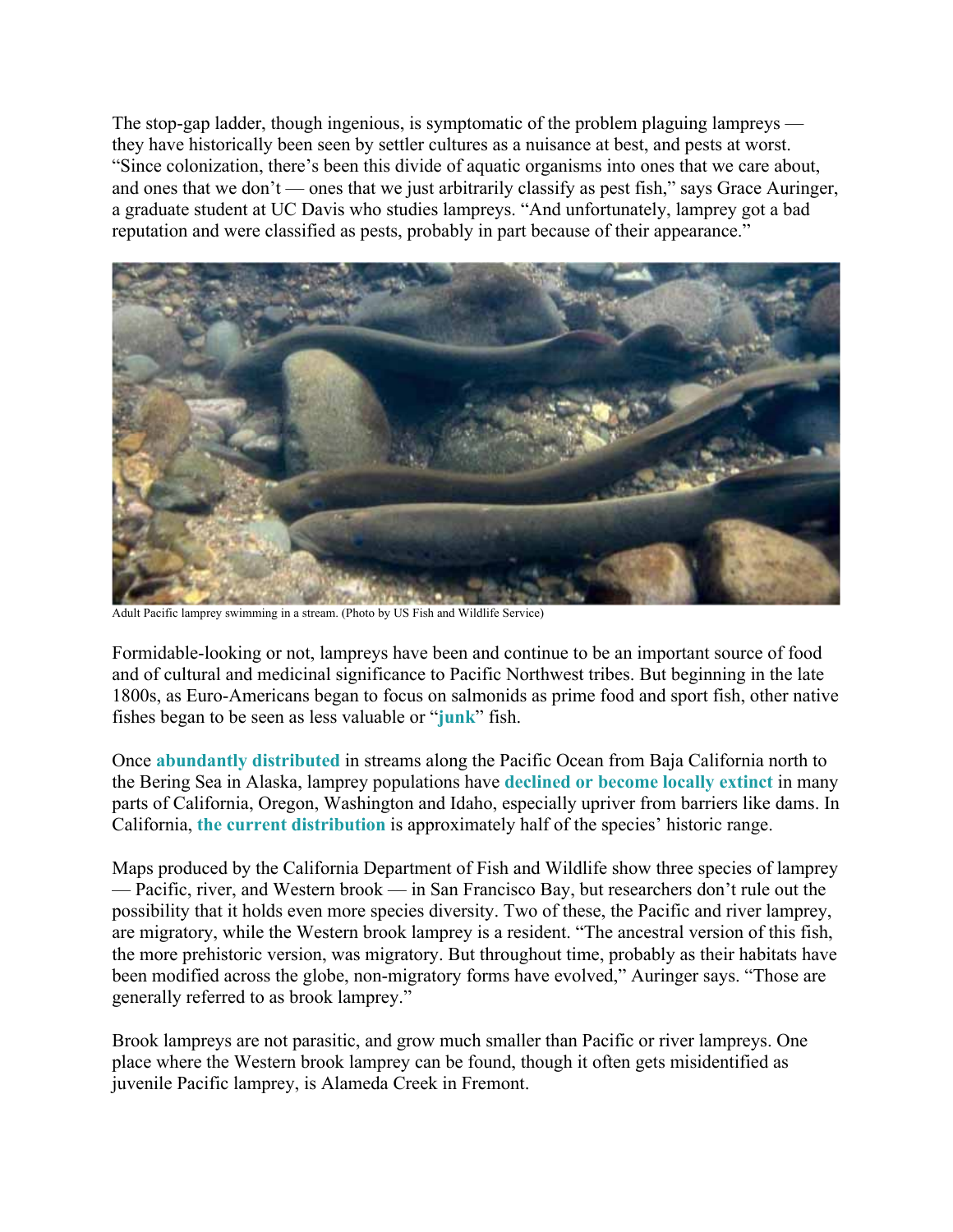The stop-gap ladder, though ingenious, is symptomatic of the problem plaguing lampreys — they have historically been seen by settler cultures as a nuisance at best, and pests at worst. "Since colonization, there's been this divide of aquatic organisms into ones that we care about, and ones that we don't — ones that we just arbitrarily classify as pest fish," says Grace Auringer, a graduate student at UC Davis who studies lampreys. "And unfortunately, lamprey got a bad reputation and were classified as pests, probably in part because of their appearance."

Adult Pacific lamprey swimming in a stream. (Photo by US Fish and Wildlife Service)

Formidable-looking or not, lampreys have been and continue to be an important source of food and of cultural and medicinal significance to Pacific Northwest tribes. But beginning in the late 1800s, as Euro-Americans began to focus on salmonids as prime food and sport fish, other native fishes began to be seen as less valuable or "**junk**" fish.

Once **abundantly distributed** in streams along the Pacific Ocean from Baja California north to the Bering Sea in Alaska, lamprey populations have **declined or become locally extinct** in many parts of California, Oregon, Washington and Idaho, especially upriver from barriers like dams. In California, **the current distribution** is approximately half of the species' historic range.

Maps produced by the California Department of Fish and Wildlife show three species of lamprey — Pacific, river, and Western brook — in San Francisco Bay, but researchers don't rule out the possibility that it holds even more species diversity. Two of these, the Pacific and river lamprey, are migratory, while the Western brook lamprey is a resident. "The ancestral version of this fish, the more prehistoric version, was migratory. But throughout time, probably as their habitats have been modified across the globe, non-migratory forms have evolved," Auringer says. "Those are generally referred to as brook lamprey."

Brook lampreys are not parasitic, and grow much smaller than Pacific or river lampreys. One place where the Western brook lamprey can be found, though it often gets misidentified as juvenile Pacific lamprey, is Alameda Creek in Fremont.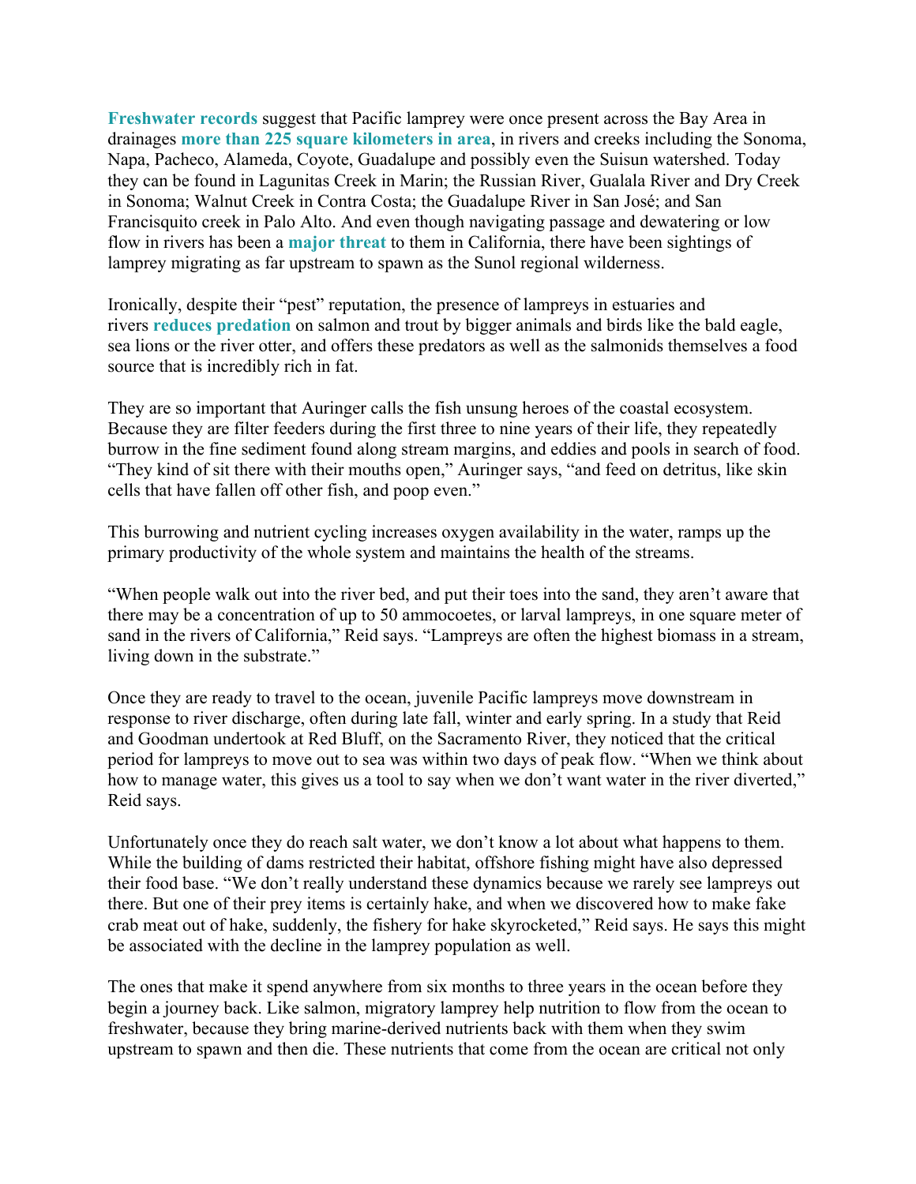**Freshwater records** suggest that Pacific lamprey were once present across the Bay Area in drainages **more than 225 square kilometers in area**, in rivers and creeks including the Sonoma, Napa, Pacheco, Alameda, Coyote, Guadalupe and possibly even the Suisun watershed. Today they can be found in Lagunitas Creek in Marin; the Russian River, Gualala River and Dry Creek in Sonoma; Walnut Creek in Contra Costa; the Guadalupe River in San José; and San Francisquito creek in Palo Alto. And even though navigating passage and dewatering or low flow in rivers has been a **major threat** to them in California, there have been sightings of lamprey migrating as far upstream to spawn as the Sunol regional wilderness.

Ironically, despite their "pest" reputation, the presence of lampreys in estuaries and rivers **reduces predation** on salmon and trout by bigger animals and birds like the bald eagle, sea lions or the river otter, and offers these predators as well as the salmonids themselves a food source that is incredibly rich in fat.

They are so important that Auringer calls the fish unsung heroes of the coastal ecosystem. Because they are filter feeders during the first three to nine years of their life, they repeatedly burrow in the fine sediment found along stream margins, and eddies and pools in search of food. "They kind of sit there with their mouths open," Auringer says, "and feed on detritus, like skin cells that have fallen off other fish, and poop even."

This burrowing and nutrient cycling increases oxygen availability in the water, ramps up the primary productivity of the whole system and maintains the health of the streams.

"When people walk out into the river bed, and put their toes into the sand, they aren't aware that there may be a concentration of up to 50 ammocoetes, or larval lampreys, in one square meter of sand in the rivers of California," Reid says. "Lampreys are often the highest biomass in a stream, living down in the substrate."

Once they are ready to travel to the ocean, juvenile Pacific lampreys move downstream in response to river discharge, often during late fall, winter and early spring. In a study that Reid and Goodman undertook at Red Bluff, on the Sacramento River, they noticed that the critical period for lampreys to move out to sea was within two days of peak flow. "When we think about how to manage water, this gives us a tool to say when we don't want water in the river diverted," Reid says.

Unfortunately once they do reach salt water, we don't know a lot about what happens to them. While the building of dams restricted their habitat, offshore fishing might have also depressed their food base. "We don't really understand these dynamics because we rarely see lampreys out there. But one of their prey items is certainly hake, and when we discovered how to make fake crab meat out of hake, suddenly, the fishery for hake skyrocketed," Reid says. He says this might be associated with the decline in the lamprey population as well.

The ones that make it spend anywhere from six months to three years in the ocean before they begin a journey back. Like salmon, migratory lamprey help nutrition to flow from the ocean to freshwater, because they bring marine-derived nutrients back with them when they swim upstream to spawn and then die. These nutrients that come from the ocean are critical not only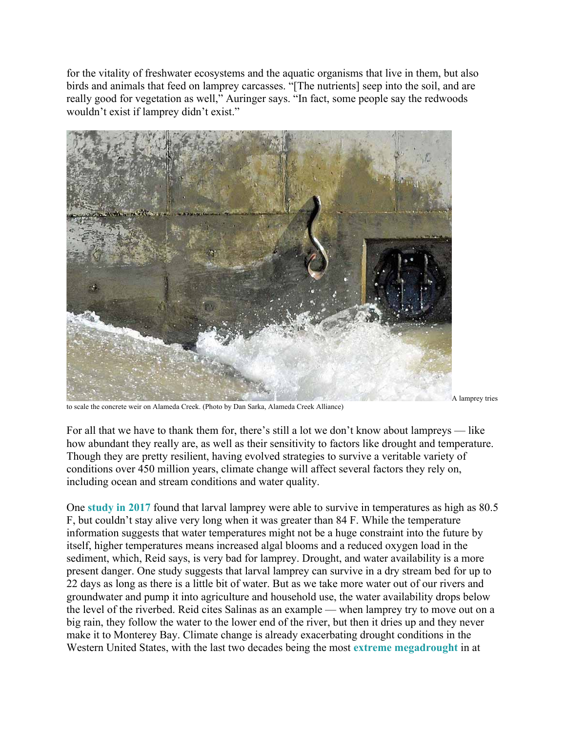for the vitality of freshwater ecosystems and the aquatic organisms that live in them, but also birds and animals that feed on lamprey carcasses. "[The nutrients] seep into the soil, and are really good for vegetation as well," Auringer says. "In fact, some people say the redwoods wouldn't exist if lamprey didn't exist."

A lamprey tries to scale the concrete weir on Alameda Creek. (Photo by Dan Sarka, Alameda Creek Alliance)

For all that we have to thank them for, there's still a lot we don't know about lampreys — like how abundant they really are, as well as their sensitivity to factors like drought and temperature. Though they are pretty resilient, having evolved strategies to survive a veritable variety of conditions over 450 million years, climate change will affect several factors they rely on, including ocean and stream conditions and water quality.

One **study in 2017** found that larval lamprey were able to survive in temperatures as high as 80.5 F, but couldn't stay alive very long when it was greater than 84 F. While the temperature information suggests that water temperatures might not be a huge constraint into the future by itself, higher temperatures means increased algal blooms and a reduced oxygen load in the sediment, which, Reid says, is very bad for lamprey. Drought, and water availability is a more present danger. One study suggests that larval lamprey can survive in a dry stream bed for up to 22 days as long as there is a little bit of water. But as we take more water out of our rivers and groundwater and pump it into agriculture and household use, the water availability drops below the level of the riverbed. Reid cites Salinas as an example — when lamprey try to move out on a big rain, they follow the water to the lower end of the river, but then it dries up and they never make it to Monterey Bay. Climate change is already exacerbating drought conditions in the Western United States, with the last two decades being the most **extreme megadrought** in at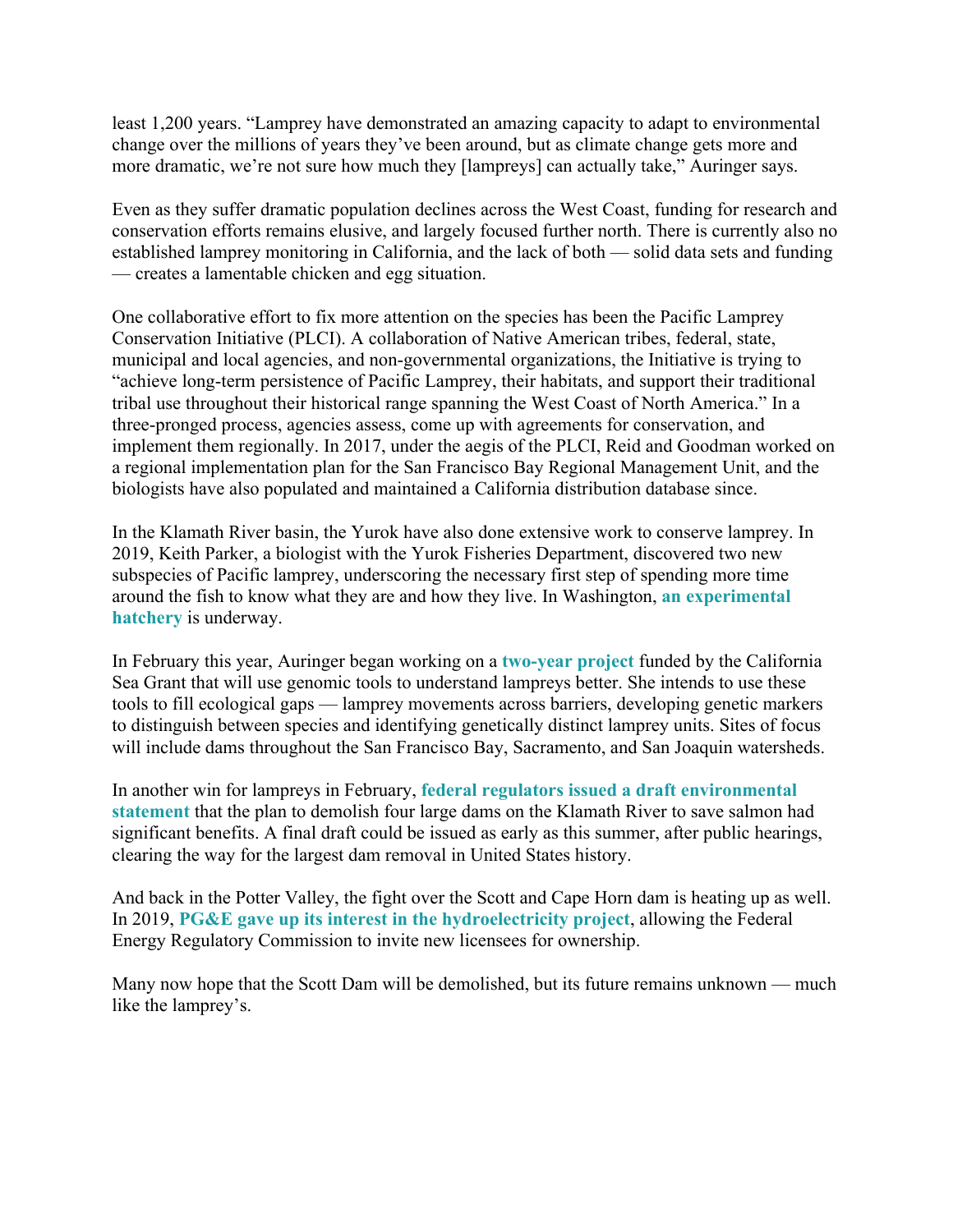least 1,200 years. "Lamprey have demonstrated an amazing capacity to adapt to environmental change over the millions of years they've been around, but as climate change gets more and more dramatic, we're not sure how much they [lampreys] can actually take," Auringer says.

Even as they suffer dramatic population declines across the West Coast, funding for research and conservation efforts remains elusive, and largely focused further north. There is currently also no established lamprey monitoring in California, and the lack of both — solid data sets and funding — creates a lamentable chicken and egg situation.

One collaborative effort to fix more attention on the species has been the Pacific Lamprey Conservation Initiative (PLCI). A collaboration of Native American tribes, federal, state, municipal and local agencies, and non-governmental organizations, the Initiative is trying to "achieve long-term persistence of Pacific Lamprey, their habitats, and support their traditional tribal use throughout their historical range spanning the West Coast of North America." In a three-pronged process, agencies assess, come up with agreements for conservation, and implement them regionally. In 2017, under the aegis of the PLCI, Reid and Goodman worked on a regional implementation plan for the San Francisco Bay Regional Management Unit, and the biologists have also populated and maintained a California distribution database since.

In the Klamath River basin, the Yurok have also done extensive work to conserve lamprey. In 2019, Keith Parker, a biologist with the Yurok Fisheries Department, discovered two new subspecies of Pacific lamprey, underscoring the necessary first step of spending more time around the fish to know what they are and how they live. In Washington, **an experimental hatchery** is underway.

In February this year, Auringer began working on a **two-year project** funded by the California Sea Grant that will use genomic tools to understand lampreys better. She intends to use these tools to fill ecological gaps — lamprey movements across barriers, developing genetic markers to distinguish between species and identifying genetically distinct lamprey units. Sites of focus will include dams throughout the San Francisco Bay, Sacramento, and San Joaquin watersheds.

In another win for lampreys in February, **federal regulators issued a draft environmental statement** that the plan to demolish four large dams on the Klamath River to save salmon had significant benefits. A final draft could be issued as early as this summer, after public hearings, clearing the way for the largest dam removal in United States history.

And back in the Potter Valley, the fight over the Scott and Cape Horn dam is heating up as well. In 2019, **PG&E gave up its interest in the hydroelectricity project**, allowing the Federal Energy Regulatory Commission to invite new licensees for ownership.

Many now hope that the Scott Dam will be demolished, but its future remains unknown — much like the lamprey's.